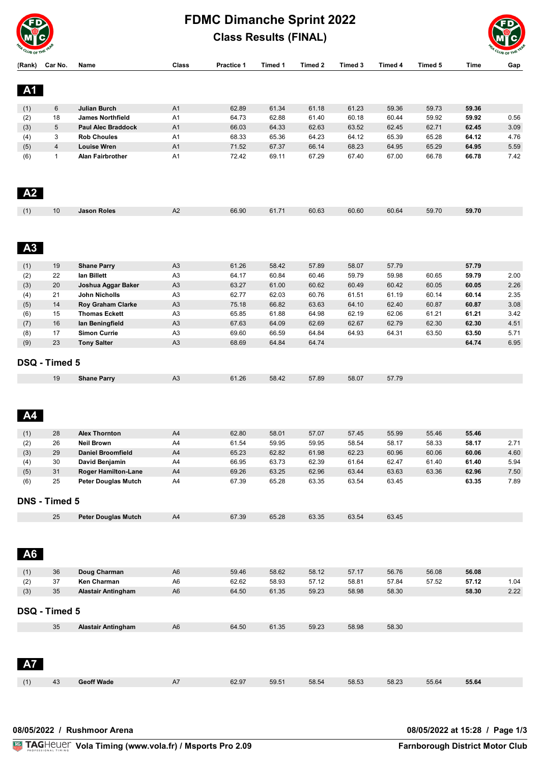# FDMC Dimanche Sprint 2022

## Class Results (FINAL)

| (Rank) | Car No. | Name | Class | Practice 1 | Timed 1 | Timed 2 | Timed 3 | Timed 4 | Timed 5 | Time | Gap |
|---|---|---|---|---|---|---|---|---|---|---|---|

## A1

| (Rank) | Car No. | Name | Class | Practice 1 | Timed 1 | Timed 2 | Timed 3 | Timed 4 | Timed 5 | Time | Gap |
|---|---|---|---|---|---|---|---|---|---|---|---|
| (1) | 6 | **Julian Burch** | A1 | 62.89 | 61.34 | 61.18 | 61.23 | 59.36 | 59.73 | **59.36** | |
| (2) | 18 | **James Northfield** | A1 | 64.73 | 62.88 | 61.40 | 60.18 | 60.44 | 59.92 | **59.92** | 0.56 |
| (3) | 5 | **Paul Alec Braddock** | A1 | 66.03 | 64.33 | 62.63 | 63.52 | 62.45 | 62.71 | **62.45** | 3.09 |
| (4) | 3 | **Rob Choules** | A1 | 68.33 | 65.36 | 64.23 | 64.12 | 65.39 | 65.28 | **64.12** | 4.76 |
| (5) | 4 | **Louise Wren** | A1 | 71.52 | 67.37 | 66.14 | 68.23 | 64.95 | 65.29 | **64.95** | 5.59 |
| (6) | 1 | **Alan Fairbrother** | A1 | 72.42 | 69.11 | 67.29 | 67.40 | 67.00 | 66.78 | **66.78** | 7.42 |

## A2

| (Rank) | Car No. | Name | Class | Practice 1 | Timed 1 | Timed 2 | Timed 3 | Timed 4 | Timed 5 | Time | Gap |
|---|---|---|---|---|---|---|---|---|---|---|---|
| (1) | 10 | **Jason Roles** | A2 | 66.90 | 61.71 | 60.63 | 60.60 | 60.64 | 59.70 | **59.70** | |

## A3

| (Rank) | Car No. | Name | Class | Practice 1 | Timed 1 | Timed 2 | Timed 3 | Timed 4 | Timed 5 | Time | Gap |
|---|---|---|---|---|---|---|---|---|---|---|---|
| (1) | 19 | **Shane Parry** | A3 | 61.26 | 58.42 | 57.89 | 58.07 | 57.79 | | **57.79** | |
| (2) | 22 | **Ian Billett** | A3 | 64.17 | 60.84 | 60.46 | 59.79 | 59.98 | 60.65 | **59.79** | 2.00 |
| (3) | 20 | **Joshua Aggar Baker** | A3 | 63.27 | 61.00 | 60.62 | 60.49 | 60.42 | 60.05 | **60.05** | 2.26 |
| (4) | 21 | **John Nicholls** | A3 | 62.77 | 62.03 | 60.76 | 61.51 | 61.19 | 60.14 | **60.14** | 2.35 |
| (5) | 14 | **Roy Graham Clarke** | A3 | 75.18 | 66.82 | 63.63 | 64.10 | 62.40 | 60.87 | **60.87** | 3.08 |
| (6) | 15 | **Thomas Eckett** | A3 | 65.85 | 61.88 | 64.98 | 62.19 | 62.06 | 61.21 | **61.21** | 3.42 |
| (7) | 16 | **Ian Beningfield** | A3 | 67.63 | 64.09 | 62.69 | 62.67 | 62.79 | 62.30 | **62.30** | 4.51 |
| (8) | 17 | **Simon Currie** | A3 | 69.60 | 66.59 | 64.84 | 64.93 | 64.31 | 63.50 | **63.50** | 5.71 |
| (9) | 23 | **Tony Salter** | A3 | 68.69 | 64.84 | 64.74 | | | | **64.74** | 6.95 |

### DSQ - Timed 5

| | Car No. | Name | Class | Practice 1 | Timed 1 | Timed 2 | Timed 3 | Timed 4 | Timed 5 | Time | Gap |
|---|---|---|---|---|---|---|---|---|---|---|---|
| | 19 | **Shane Parry** | A3 | 61.26 | 58.42 | 57.89 | 58.07 | 57.79 | | | |

## A4

| (Rank) | Car No. | Name | Class | Practice 1 | Timed 1 | Timed 2 | Timed 3 | Timed 4 | Timed 5 | Time | Gap |
|---|---|---|---|---|---|---|---|---|---|---|---|
| (1) | 28 | **Alex Thornton** | A4 | 62.80 | 58.01 | 57.07 | 57.45 | 55.99 | 55.46 | **55.46** | |
| (2) | 26 | **Neil Brown** | A4 | 61.54 | 59.95 | 59.95 | 58.54 | 58.17 | 58.33 | **58.17** | 2.71 |
| (3) | 29 | **Daniel Broomfield** | A4 | 65.23 | 62.82 | 61.98 | 62.23 | 60.96 | 60.06 | **60.06** | 4.60 |
| (4) | 30 | **David Benjamin** | A4 | 66.95 | 63.73 | 62.39 | 61.64 | 62.47 | 61.40 | **61.40** | 5.94 |
| (5) | 31 | **Roger Hamilton-Lane** | A4 | 69.26 | 63.25 | 62.96 | 63.44 | 63.63 | 63.36 | **62.96** | 7.50 |
| (6) | 25 | **Peter Douglas Mutch** | A4 | 67.39 | 65.28 | 63.35 | 63.54 | 63.45 | | **63.35** | 7.89 |

### DNS - Timed 5

| | Car No. | Name | Class | Practice 1 | Timed 1 | Timed 2 | Timed 3 | Timed 4 | Timed 5 | Time | Gap |
|---|---|---|---|---|---|---|---|---|---|---|---|
| | 25 | **Peter Douglas Mutch** | A4 | 67.39 | 65.28 | 63.35 | 63.54 | 63.45 | | | |

## A6

| (Rank) | Car No. | Name | Class | Practice 1 | Timed 1 | Timed 2 | Timed 3 | Timed 4 | Timed 5 | Time | Gap |
|---|---|---|---|---|---|---|---|---|---|---|---|
| (1) | 36 | **Doug Charman** | A6 | 59.46 | 58.62 | 58.12 | 57.17 | 56.76 | 56.08 | **56.08** | |
| (2) | 37 | **Ken Charman** | A6 | 62.62 | 58.93 | 57.12 | 58.81 | 57.84 | 57.52 | **57.12** | 1.04 |
| (3) | 35 | **Alastair Antingham** | A6 | 64.50 | 61.35 | 59.23 | 58.98 | 58.30 | | **58.30** | 2.22 |

### DSQ - Timed 5

| | Car No. | Name | Class | Practice 1 | Timed 1 | Timed 2 | Timed 3 | Timed 4 | Timed 5 | Time | Gap |
|---|---|---|---|---|---|---|---|---|---|---|---|
| | 35 | **Alastair Antingham** | A6 | 64.50 | 61.35 | 59.23 | 58.98 | 58.30 | | | |

## A7

| (Rank) | Car No. | Name | Class | Practice 1 | Timed 1 | Timed 2 | Timed 3 | Timed 4 | Timed 5 | Time | Gap |
|---|---|---|---|---|---|---|---|---|---|---|---|
| (1) | 43 | **Geoff Wade** | A7 | 62.97 | 59.51 | 58.54 | 58.53 | 58.23 | 55.64 | **55.64** | |

**08/05/2022 / Rushmoor Arena** — **08/05/2022 at 15:28**

TAGHeuer **Vola Timing (www.vola.fr) / Msports Pro 2.09** — **Farnborough District Motor Club**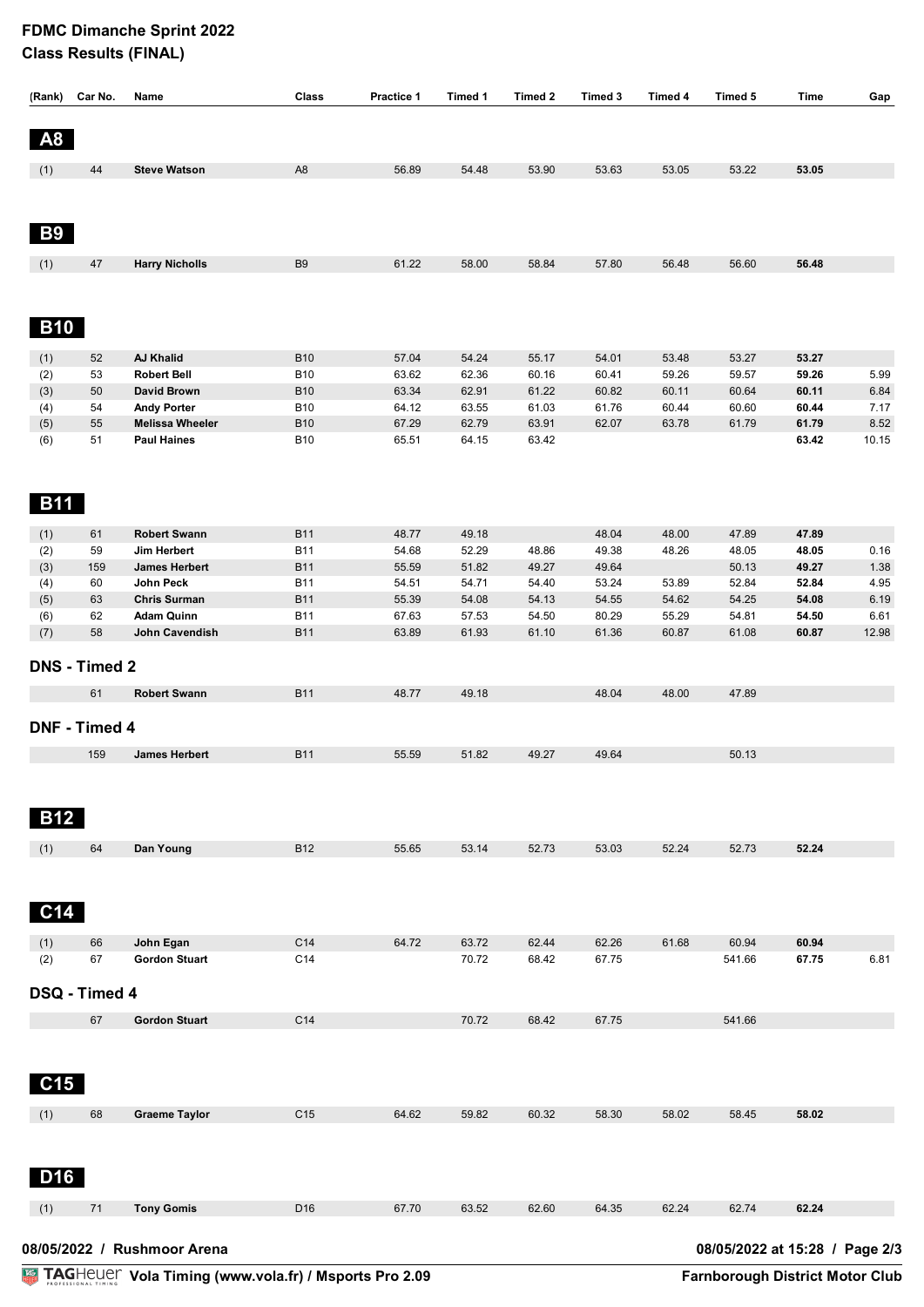# FDMC Dimanche Sprint 2022
## Class Results (FINAL)

| (Rank) | Car No. | Name | Class | Practice 1 | Timed 1 | Timed 2 | Timed 3 | Timed 4 | Timed 5 | Time | Gap |
|---|---|---|---|---|---|---|---|---|---|---|---|

### A8

| (Rank) | Car No. | Name | Class | Practice 1 | Timed 1 | Timed 2 | Timed 3 | Timed 4 | Timed 5 | Time | Gap |
|---|---|---|---|---|---|---|---|---|---|---|---|
| (1) | 44 | **Steve Watson** | A8 | 56.89 | 54.48 | 53.90 | 53.63 | 53.05 | 53.22 | **53.05** | |

### B9

| (Rank) | Car No. | Name | Class | Practice 1 | Timed 1 | Timed 2 | Timed 3 | Timed 4 | Timed 5 | Time | Gap |
|---|---|---|---|---|---|---|---|---|---|---|---|
| (1) | 47 | **Harry Nicholls** | B9 | 61.22 | 58.00 | 58.84 | 57.80 | 56.48 | 56.60 | **56.48** | |

### B10

| (Rank) | Car No. | Name | Class | Practice 1 | Timed 1 | Timed 2 | Timed 3 | Timed 4 | Timed 5 | Time | Gap |
|---|---|---|---|---|---|---|---|---|---|---|---|
| (1) | 52 | **AJ Khalid** | B10 | 57.04 | 54.24 | 55.17 | 54.01 | 53.48 | 53.27 | **53.27** | |
| (2) | 53 | **Robert Bell** | B10 | 63.62 | 62.36 | 60.16 | 60.41 | 59.26 | 59.57 | **59.26** | 5.99 |
| (3) | 50 | **David Brown** | B10 | 63.34 | 62.91 | 61.22 | 60.82 | 60.11 | 60.64 | **60.11** | 6.84 |
| (4) | 54 | **Andy Porter** | B10 | 64.12 | 63.55 | 61.03 | 61.76 | 60.44 | 60.60 | **60.44** | 7.17 |
| (5) | 55 | **Melissa Wheeler** | B10 | 67.29 | 62.79 | 63.91 | 62.07 | 63.78 | 61.79 | **61.79** | 8.52 |
| (6) | 51 | **Paul Haines** | B10 | 65.51 | 64.15 | 63.42 | | | | **63.42** | 10.15 |

### B11

| (Rank) | Car No. | Name | Class | Practice 1 | Timed 1 | Timed 2 | Timed 3 | Timed 4 | Timed 5 | Time | Gap |
|---|---|---|---|---|---|---|---|---|---|---|---|
| (1) | 61 | **Robert Swann** | B11 | 48.77 | 49.18 | | 48.04 | 48.00 | 47.89 | **47.89** | |
| (2) | 59 | **Jim Herbert** | B11 | 54.68 | 52.29 | 48.86 | 49.38 | 48.26 | 48.05 | **48.05** | 0.16 |
| (3) | 159 | **James Herbert** | B11 | 55.59 | 51.82 | 49.27 | 49.64 | | 50.13 | **49.27** | 1.38 |
| (4) | 60 | **John Peck** | B11 | 54.51 | 54.71 | 54.40 | 53.24 | 53.89 | 52.84 | **52.84** | 4.95 |
| (5) | 63 | **Chris Surman** | B11 | 55.39 | 54.08 | 54.13 | 54.55 | 54.62 | 54.25 | **54.08** | 6.19 |
| (6) | 62 | **Adam Quinn** | B11 | 67.63 | 57.53 | 54.50 | 80.29 | 55.29 | 54.81 | **54.50** | 6.61 |
| (7) | 58 | **John Cavendish** | B11 | 63.89 | 61.93 | 61.10 | 61.36 | 60.87 | 61.08 | **60.87** | 12.98 |

**DNS - Timed 2**

| (Rank) | Car No. | Name | Class | Practice 1 | Timed 1 | Timed 2 | Timed 3 | Timed 4 | Timed 5 | Time | Gap |
|---|---|---|---|---|---|---|---|---|---|---|---|
| | 61 | **Robert Swann** | B11 | 48.77 | 49.18 | | 48.04 | 48.00 | 47.89 | | |

**DNF - Timed 4**

| (Rank) | Car No. | Name | Class | Practice 1 | Timed 1 | Timed 2 | Timed 3 | Timed 4 | Timed 5 | Time | Gap |
|---|---|---|---|---|---|---|---|---|---|---|---|
| | 159 | **James Herbert** | B11 | 55.59 | 51.82 | 49.27 | 49.64 | | 50.13 | | |

### B12

| (Rank) | Car No. | Name | Class | Practice 1 | Timed 1 | Timed 2 | Timed 3 | Timed 4 | Timed 5 | Time | Gap |
|---|---|---|---|---|---|---|---|---|---|---|---|
| (1) | 64 | **Dan Young** | B12 | 55.65 | 53.14 | 52.73 | 53.03 | 52.24 | 52.73 | **52.24** | |

### C14

| (Rank) | Car No. | Name | Class | Practice 1 | Timed 1 | Timed 2 | Timed 3 | Timed 4 | Timed 5 | Time | Gap |
|---|---|---|---|---|---|---|---|---|---|---|---|
| (1) | 66 | **John Egan** | C14 | 64.72 | 63.72 | 62.44 | 62.26 | 61.68 | 60.94 | **60.94** | |
| (2) | 67 | **Gordon Stuart** | C14 | | 70.72 | 68.42 | 67.75 | | 541.66 | **67.75** | 6.81 |

**DSQ - Timed 4**

| (Rank) | Car No. | Name | Class | Practice 1 | Timed 1 | Timed 2 | Timed 3 | Timed 4 | Timed 5 | Time | Gap |
|---|---|---|---|---|---|---|---|---|---|---|---|
| | 67 | **Gordon Stuart** | C14 | | 70.72 | 68.42 | 67.75 | | 541.66 | | |

### C15

| (Rank) | Car No. | Name | Class | Practice 1 | Timed 1 | Timed 2 | Timed 3 | Timed 4 | Timed 5 | Time | Gap |
|---|---|---|---|---|---|---|---|---|---|---|---|
| (1) | 68 | **Graeme Taylor** | C15 | 64.62 | 59.82 | 60.32 | 58.30 | 58.02 | 58.45 | **58.02** | |

### D16

| (Rank) | Car No. | Name | Class | Practice 1 | Timed 1 | Timed 2 | Timed 3 | Timed 4 | Timed 5 | Time | Gap |
|---|---|---|---|---|---|---|---|---|---|---|---|
| (1) | 71 | **Tony Gomis** | D16 | 67.70 | 63.52 | 62.60 | 64.35 | 62.24 | 62.74 | **62.24** | |

**08/05/2022 / Rushmoor Arena** — 08/05/2022 at 15:28

TAG Heuer **Vola Timing (www.vola.fr) / Msports Pro 2.09** — **Farnborough District Motor Club**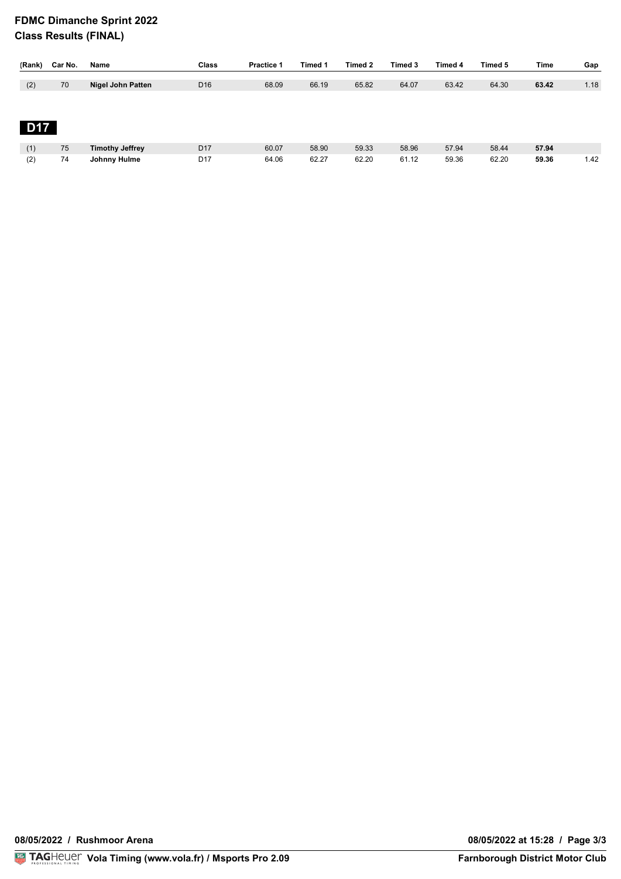# FDMC Dimanche Sprint 2022

## Class Results (FINAL)

| (Rank) | Car No. | Name | Class | Practice 1 | Timed 1 | Timed 2 | Timed 3 | Timed 4 | Timed 5 | Time | Gap |
|---|---|---|---|---|---|---|---|---|---|---|---|
| (2) | 70 | **Nigel John Patten** | D16 | 68.09 | 66.19 | 65.82 | 64.07 | 63.42 | 64.30 | **63.42** | 1.18 |

## D17

| (Rank) | Car No. | Name | Class | Practice 1 | Timed 1 | Timed 2 | Timed 3 | Timed 4 | Timed 5 | Time | Gap |
|---|---|---|---|---|---|---|---|---|---|---|---|
| (1) | 75 | **Timothy Jeffrey** | D17 | 60.07 | 58.90 | 59.33 | 58.96 | 57.94 | 58.44 | **57.94** | |
| (2) | 74 | **Johnny Hulme** | D17 | 64.06 | 62.27 | 62.20 | 61.12 | 59.36 | 62.20 | **59.36** | 1.42 |

**08/05/2022 / Rushmoor Arena** **08/05/2022 at 15:28**

**Vola Timing (www.vola.fr) / Msports Pro 2.09** **Farnborough District Motor Club**